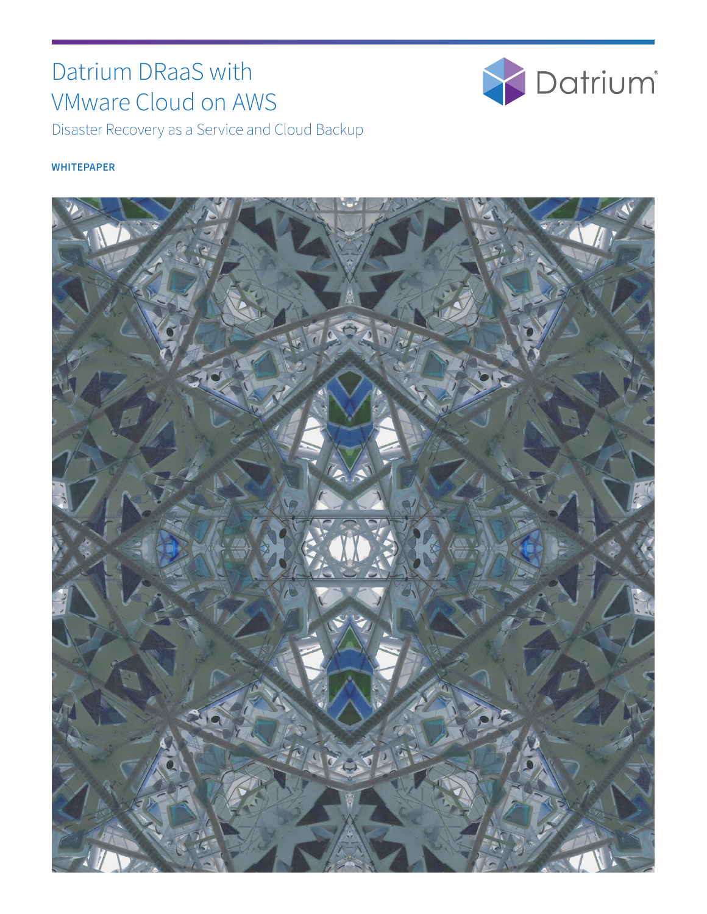# Datrium DRaaS with VMware Cloud on AWS

## Disaster Recovery as a Service and Cloud Backup

**WHITEPAPER**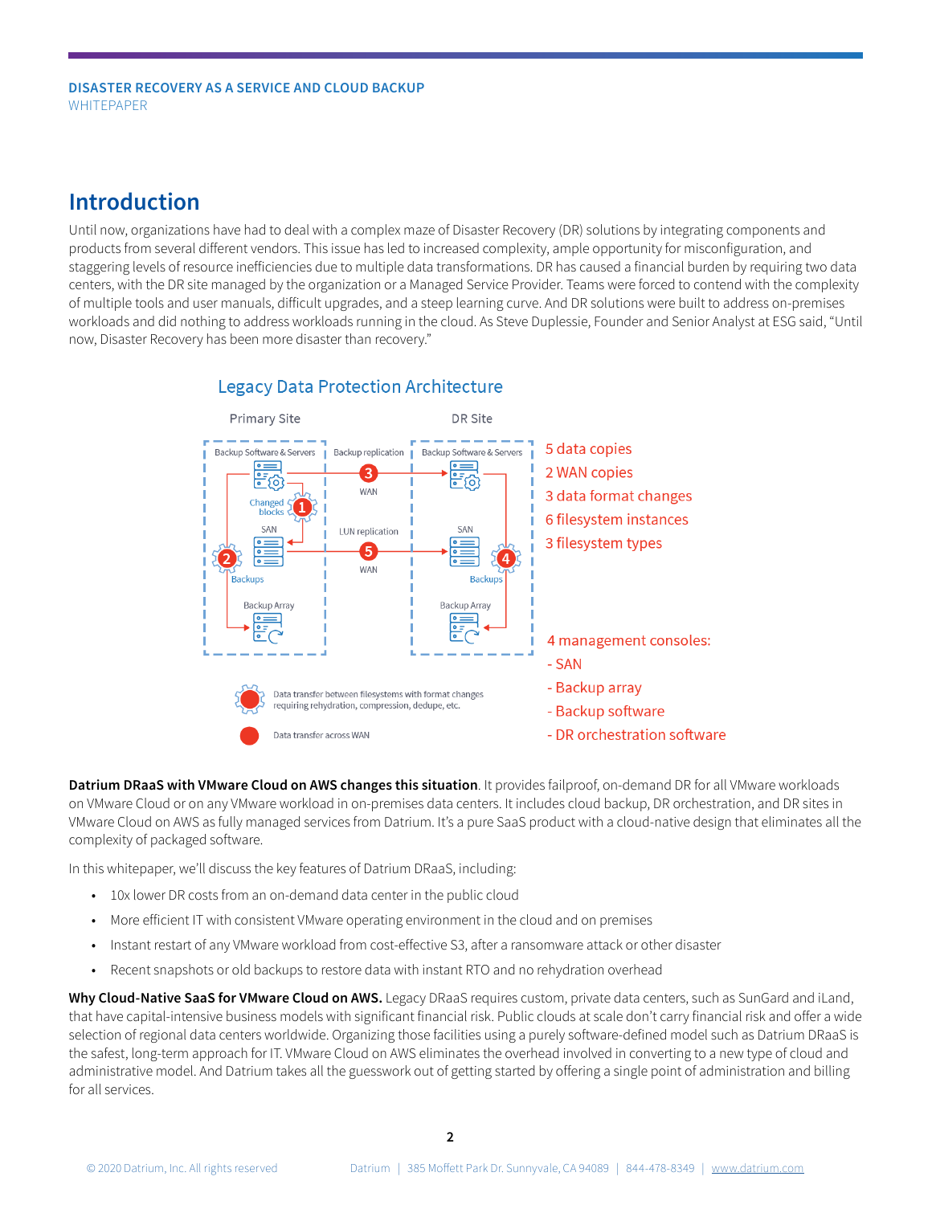## Introduction

Until now, organizations have had to deal with a complex maze of Disaster Recovery (DR) solutions by integrating components and products from several different vendors. This issue has led to increased complexity, ample opportunity for misconfiguration, and staggering levels of resource inefficiencies due to multiple data transformations. DR has caused a financial burden by requiring two data centers, with the DR site managed by the organization or a Managed Service Provider. Teams were forced to contend with the complexity of multiple tools and user manuals, difficult upgrades, and a steep learning curve. And DR solutions were built to address on-premises workloads and did nothing to address workloads running in the cloud. As Steve Duplessie, Founder and Senior Analyst at ESG said, "Until now, Disaster Recovery has been more disaster than recovery."

### Legacy Data Protection Architecture

Primary Site | DR Site

Backup Software & Servers — Backup replication (3, WAN) — Backup Software & Servers

Changed blocks (1)

SAN — LUN replication (5, WAN) — SAN

(2) Backups — (4) Backups

Backup Array — Backup Array

- 5 data copies
- 2 WAN copies
- 3 data format changes
- 6 filesystem instances
- 3 filesystem types

4 management consoles:
- SAN
- Backup array
- Backup software
- DR orchestration software

Data transfer between filesystems with format changes requiring rehydration, compression, dedupe, etc.

Data transfer across WAN

**Datrium DRaaS with VMware Cloud on AWS changes this situation**. It provides failproof, on-demand DR for all VMware workloads on VMware Cloud or on any VMware workload in on-premises data centers. It includes cloud backup, DR orchestration, and DR sites in VMware Cloud on AWS as fully managed services from Datrium. It's a pure SaaS product with a cloud-native design that eliminates all the complexity of packaged software.

In this whitepaper, we'll discuss the key features of Datrium DRaaS, including:

- 10x lower DR costs from an on-demand data center in the public cloud
- More efficient IT with consistent VMware operating environment in the cloud and on premises
- Instant restart of any VMware workload from cost-effective S3, after a ransomware attack or other disaster
- Recent snapshots or old backups to restore data with instant RTO and no rehydration overhead

**Why Cloud-Native SaaS for VMware Cloud on AWS.** Legacy DRaaS requires custom, private data centers, such as SunGard and iLand, that have capital-intensive business models with significant financial risk. Public clouds at scale don't carry financial risk and offer a wide selection of regional data centers worldwide. Organizing those facilities using a purely software-defined model such as Datrium DRaaS is the safest, long-term approach for IT. VMware Cloud on AWS eliminates the overhead involved in converting to a new type of cloud and administrative model. And Datrium takes all the guesswork out of getting started by offering a single point of administration and billing for all services.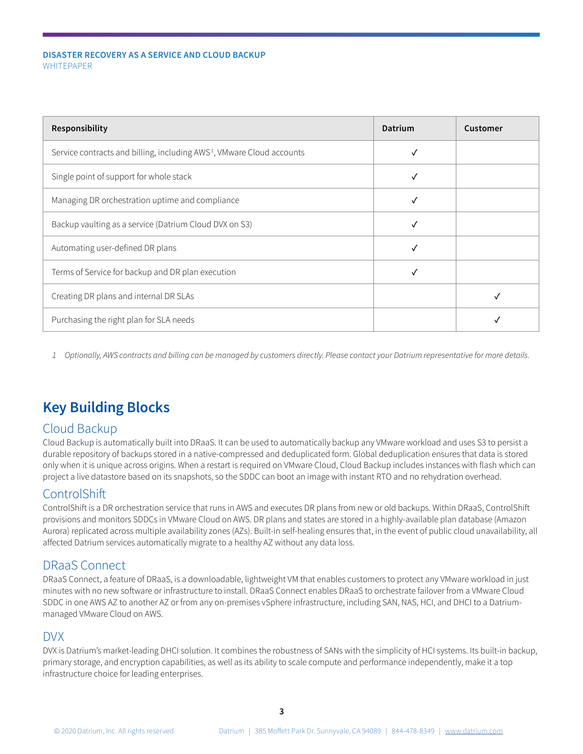| Responsibility | Datrium | Customer |
|---|---|---|
| Service contracts and billing, including AWS[1], VMware Cloud accounts | ✓ | |
| Single point of support for whole stack | ✓ | |
| Managing DR orchestration uptime and compliance | ✓ | |
| Backup vaulting as a service (Datrium Cloud DVX on S3) | ✓ | |
| Automating user-defined DR plans | ✓ | |
| Terms of Service for backup and DR plan execution | ✓ | |
| Creating DR plans and internal DR SLAs | | ✓ |
| Purchasing the right plan for SLA needs | | ✓ |

1 *Optionally, AWS contracts and billing can be managed by customers directly. Please contact your Datrium representative for more details.*

## Key Building Blocks

### Cloud Backup

Cloud Backup is automatically built into DRaaS. It can be used to automatically backup any VMware workload and uses S3 to persist a durable repository of backups stored in a native-compressed and deduplicated form. Global deduplication ensures that data is stored only when it is unique across origins. When a restart is required on VMware Cloud, Cloud Backup includes instances with flash which can project a live datastore based on its snapshots, so the SDDC can boot an image with instant RTO and no rehydration overhead.

### ControlShift

ControlShift is a DR orchestration service that runs in AWS and executes DR plans from new or old backups. Within DRaaS, ControlShift provisions and monitors SDDCs in VMware Cloud on AWS. DR plans and states are stored in a highly-available plan database (Amazon Aurora) replicated across multiple availability zones (AZs). Built-in self-healing ensures that, in the event of public cloud unavailability, all affected Datrium services automatically migrate to a healthy AZ without any data loss.

### DRaaS Connect

DRaaS Connect, a feature of DRaaS, is a downloadable, lightweight VM that enables customers to protect any VMware workload in just minutes with no new software or infrastructure to install. DRaaS Connect enables DRaaS to orchestrate failover from a VMware Cloud SDDC in one AWS AZ to another AZ or from any on-premises vSphere infrastructure, including SAN, NAS, HCI, and DHCI to a Datrium-managed VMware Cloud on AWS.

### DVX

DVX is Datrium's market-leading DHCI solution. It combines the robustness of SANs with the simplicity of HCI systems. Its built-in backup, primary storage, and encryption capabilities, as well as its ability to scale compute and performance independently, make it a top infrastructure choice for leading enterprises.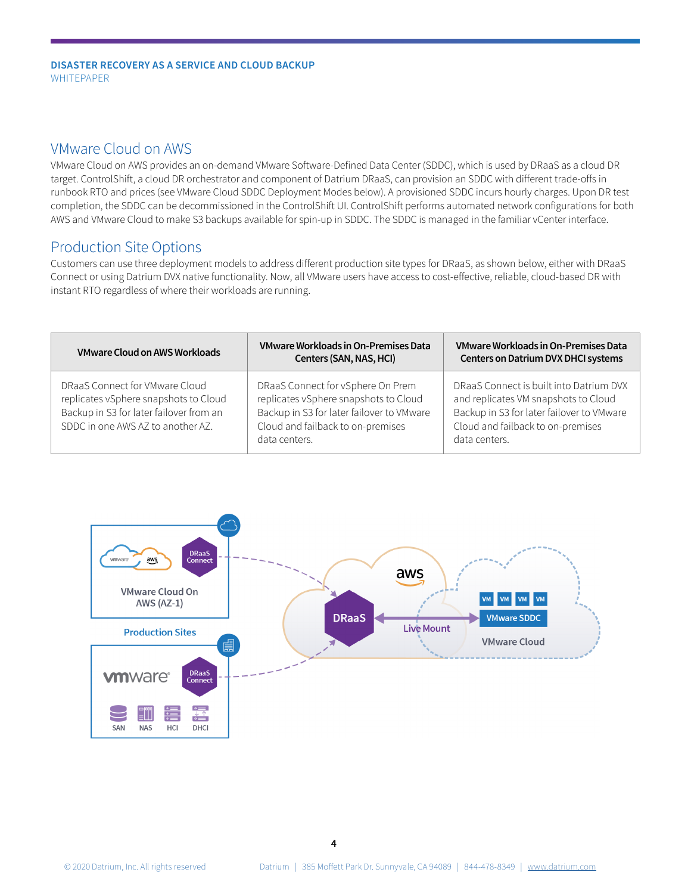## VMware Cloud on AWS

VMware Cloud on AWS provides an on-demand VMware Software-Defined Data Center (SDDC), which is used by DRaaS as a cloud DR target. ControlShift, a cloud DR orchestrator and component of Datrium DRaaS, can provision an SDDC with different trade-offs in runbook RTO and prices (see VMware Cloud SDDC Deployment Modes below). A provisioned SDDC incurs hourly charges. Upon DR test completion, the SDDC can be decommissioned in the ControlShift UI. ControlShift performs automated network configurations for both AWS and VMware Cloud to make S3 backups available for spin-up in SDDC. The SDDC is managed in the familiar vCenter interface.

## Production Site Options

Customers can use three deployment models to address different production site types for DRaaS, as shown below, either with DRaaS Connect or using Datrium DVX native functionality. Now, all VMware users have access to cost-effective, reliable, cloud-based DR with instant RTO regardless of where their workloads are running.

| VMware Cloud on AWS Workloads | VMware Workloads in On-Premises Data Centers (SAN, NAS, HCI) | VMware Workloads in On-Premises Data Centers on Datrium DVX DHCI systems |
|---|---|---|
| DRaaS Connect for VMware Cloud replicates vSphere snapshots to Cloud Backup in S3 for later failover from an SDDC in one AWS AZ to another AZ. | DRaaS Connect for vSphere On Prem replicates vSphere snapshots to Cloud Backup in S3 for later failover to VMware Cloud and failback to on-premises data centers. | DRaaS Connect is built into Datrium DVX and replicates VM snapshots to Cloud Backup in S3 for later failover to VMware Cloud and failback to on-premises data centers. |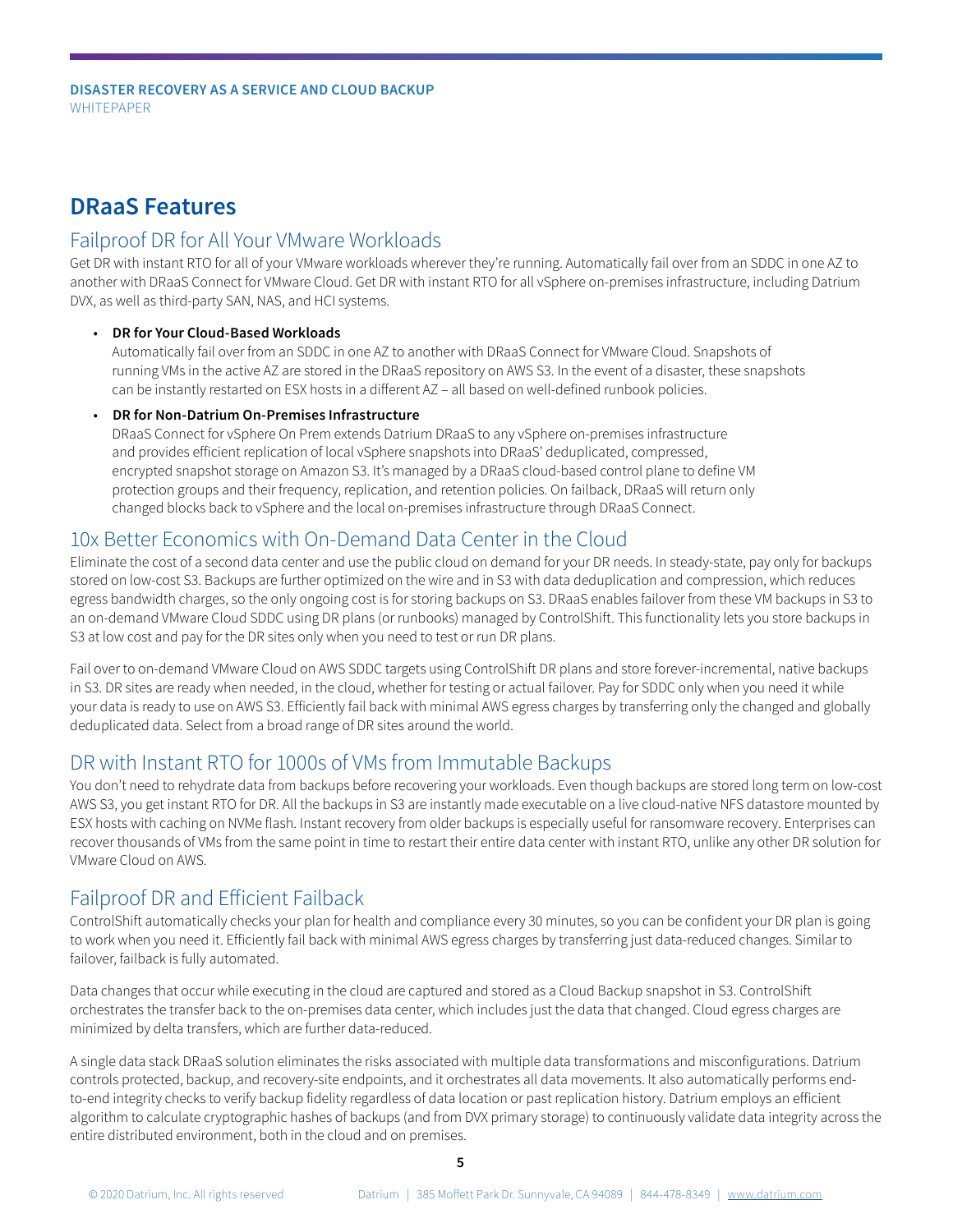## DRaaS Features

### Failproof DR for All Your VMware Workloads

Get DR with instant RTO for all of your VMware workloads wherever they're running. Automatically fail over from an SDDC in one AZ to another with DRaaS Connect for VMware Cloud. Get DR with instant RTO for all vSphere on-premises infrastructure, including Datrium DVX, as well as third-party SAN, NAS, and HCI systems.

- **DR for Your Cloud-Based Workloads**
  Automatically fail over from an SDDC in one AZ to another with DRaaS Connect for VMware Cloud. Snapshots of running VMs in the active AZ are stored in the DRaaS repository on AWS S3. In the event of a disaster, these snapshots can be instantly restarted on ESX hosts in a different AZ – all based on well-defined runbook policies.
- **DR for Non-Datrium On-Premises Infrastructure**
  DRaaS Connect for vSphere On Prem extends Datrium DRaaS to any vSphere on-premises infrastructure and provides efficient replication of local vSphere snapshots into DRaaS' deduplicated, compressed, encrypted snapshot storage on Amazon S3. It's managed by a DRaaS cloud-based control plane to define VM protection groups and their frequency, replication, and retention policies. On failback, DRaaS will return only changed blocks back to vSphere and the local on-premises infrastructure through DRaaS Connect.

### 10x Better Economics with On-Demand Data Center in the Cloud

Eliminate the cost of a second data center and use the public cloud on demand for your DR needs. In steady-state, pay only for backups stored on low-cost S3. Backups are further optimized on the wire and in S3 with data deduplication and compression, which reduces egress bandwidth charges, so the only ongoing cost is for storing backups on S3. DRaaS enables failover from these VM backups in S3 to an on-demand VMware Cloud SDDC using DR plans (or runbooks) managed by ControlShift. This functionality lets you store backups in S3 at low cost and pay for the DR sites only when you need to test or run DR plans.

Fail over to on-demand VMware Cloud on AWS SDDC targets using ControlShift DR plans and store forever-incremental, native backups in S3. DR sites are ready when needed, in the cloud, whether for testing or actual failover. Pay for SDDC only when you need it while your data is ready to use on AWS S3. Efficiently fail back with minimal AWS egress charges by transferring only the changed and globally deduplicated data. Select from a broad range of DR sites around the world.

### DR with Instant RTO for 1000s of VMs from Immutable Backups

You don't need to rehydrate data from backups before recovering your workloads. Even though backups are stored long term on low-cost AWS S3, you get instant RTO for DR. All the backups in S3 are instantly made executable on a live cloud-native NFS datastore mounted by ESX hosts with caching on NVMe flash. Instant recovery from older backups is especially useful for ransomware recovery. Enterprises can recover thousands of VMs from the same point in time to restart their entire data center with instant RTO, unlike any other DR solution for VMware Cloud on AWS.

### Failproof DR and Efficient Failback

ControlShift automatically checks your plan for health and compliance every 30 minutes, so you can be confident your DR plan is going to work when you need it. Efficiently fail back with minimal AWS egress charges by transferring just data-reduced changes. Similar to failover, failback is fully automated.

Data changes that occur while executing in the cloud are captured and stored as a Cloud Backup snapshot in S3. ControlShift orchestrates the transfer back to the on-premises data center, which includes just the data that changed. Cloud egress charges are minimized by delta transfers, which are further data-reduced.

A single data stack DRaaS solution eliminates the risks associated with multiple data transformations and misconfigurations. Datrium controls protected, backup, and recovery-site endpoints, and it orchestrates all data movements. It also automatically performs end-to-end integrity checks to verify backup fidelity regardless of data location or past replication history. Datrium employs an efficient algorithm to calculate cryptographic hashes of backups (and from DVX primary storage) to continuously validate data integrity across the entire distributed environment, both in the cloud and on premises.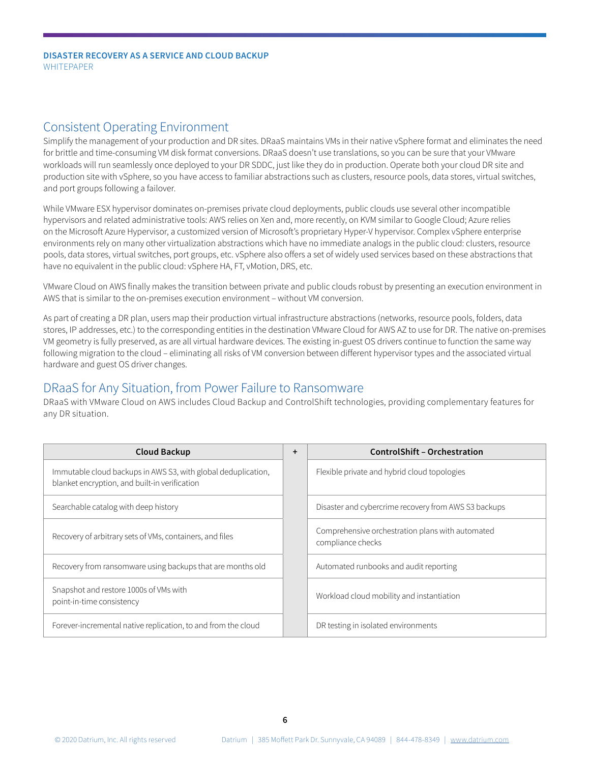## Consistent Operating Environment

Simplify the management of your production and DR sites. DRaaS maintains VMs in their native vSphere format and eliminates the need for brittle and time-consuming VM disk format conversions. DRaaS doesn't use translations, so you can be sure that your VMware workloads will run seamlessly once deployed to your DR SDDC, just like they do in production. Operate both your cloud DR site and production site with vSphere, so you have access to familiar abstractions such as clusters, resource pools, data stores, virtual switches, and port groups following a failover.

While VMware ESX hypervisor dominates on-premises private cloud deployments, public clouds use several other incompatible hypervisors and related administrative tools: AWS relies on Xen and, more recently, on KVM similar to Google Cloud; Azure relies on the Microsoft Azure Hypervisor, a customized version of Microsoft's proprietary Hyper-V hypervisor. Complex vSphere enterprise environments rely on many other virtualization abstractions which have no immediate analogs in the public cloud: clusters, resource pools, data stores, virtual switches, port groups, etc. vSphere also offers a set of widely used services based on these abstractions that have no equivalent in the public cloud: vSphere HA, FT, vMotion, DRS, etc.

VMware Cloud on AWS finally makes the transition between private and public clouds robust by presenting an execution environment in AWS that is similar to the on-premises execution environment – without VM conversion.

As part of creating a DR plan, users map their production virtual infrastructure abstractions (networks, resource pools, folders, data stores, IP addresses, etc.) to the corresponding entities in the destination VMware Cloud for AWS AZ to use for DR. The native on-premises VM geometry is fully preserved, as are all virtual hardware devices. The existing in-guest OS drivers continue to function the same way following migration to the cloud – eliminating all risks of VM conversion between different hypervisor types and the associated virtual hardware and guest OS driver changes.

## DRaaS for Any Situation, from Power Failure to Ransomware

DRaaS with VMware Cloud on AWS includes Cloud Backup and ControlShift technologies, providing complementary features for any DR situation.

| Cloud Backup | + | ControlShift – Orchestration |
|---|---|---|
| Immutable cloud backups in AWS S3, with global deduplication, blanket encryption, and built-in verification | | Flexible private and hybrid cloud topologies |
| Searchable catalog with deep history | | Disaster and cybercrime recovery from AWS S3 backups |
| Recovery of arbitrary sets of VMs, containers, and files | | Comprehensive orchestration plans with automated compliance checks |
| Recovery from ransomware using backups that are months old | | Automated runbooks and audit reporting |
| Snapshot and restore 1000s of VMs with point-in-time consistency | | Workload cloud mobility and instantiation |
| Forever-incremental native replication, to and from the cloud | | DR testing in isolated environments |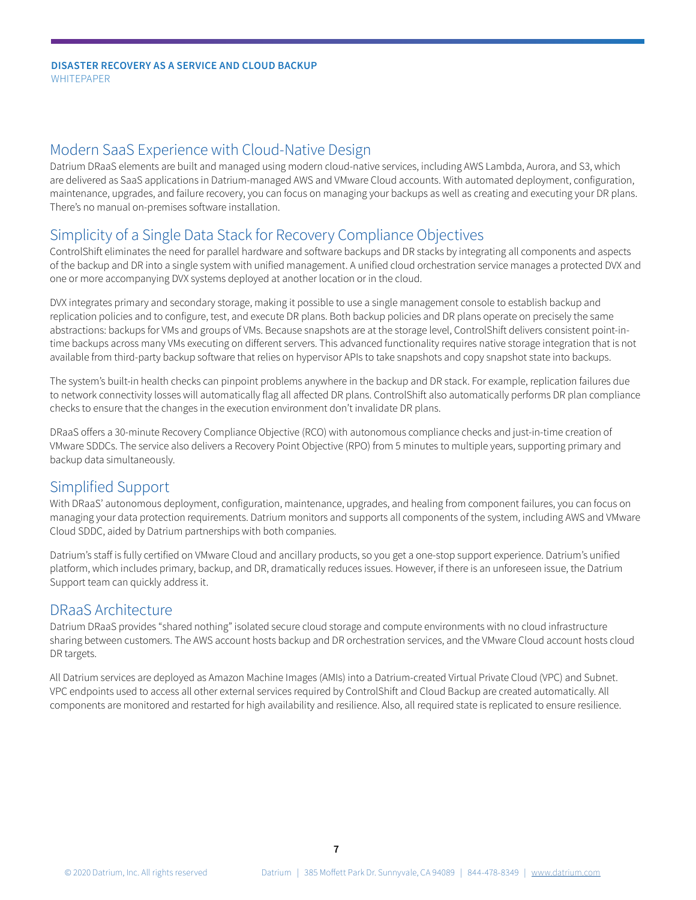## Modern SaaS Experience with Cloud-Native Design

Datrium DRaaS elements are built and managed using modern cloud-native services, including AWS Lambda, Aurora, and S3, which are delivered as SaaS applications in Datrium-managed AWS and VMware Cloud accounts. With automated deployment, configuration, maintenance, upgrades, and failure recovery, you can focus on managing your backups as well as creating and executing your DR plans. There's no manual on-premises software installation.

## Simplicity of a Single Data Stack for Recovery Compliance Objectives

ControlShift eliminates the need for parallel hardware and software backups and DR stacks by integrating all components and aspects of the backup and DR into a single system with unified management. A unified cloud orchestration service manages a protected DVX and one or more accompanying DVX systems deployed at another location or in the cloud.

DVX integrates primary and secondary storage, making it possible to use a single management console to establish backup and replication policies and to configure, test, and execute DR plans. Both backup policies and DR plans operate on precisely the same abstractions: backups for VMs and groups of VMs. Because snapshots are at the storage level, ControlShift delivers consistent point-in-time backups across many VMs executing on different servers. This advanced functionality requires native storage integration that is not available from third-party backup software that relies on hypervisor APIs to take snapshots and copy snapshot state into backups.

The system's built-in health checks can pinpoint problems anywhere in the backup and DR stack. For example, replication failures due to network connectivity losses will automatically flag all affected DR plans. ControlShift also automatically performs DR plan compliance checks to ensure that the changes in the execution environment don't invalidate DR plans.

DRaaS offers a 30-minute Recovery Compliance Objective (RCO) with autonomous compliance checks and just-in-time creation of VMware SDDCs. The service also delivers a Recovery Point Objective (RPO) from 5 minutes to multiple years, supporting primary and backup data simultaneously.

## Simplified Support

With DRaaS' autonomous deployment, configuration, maintenance, upgrades, and healing from component failures, you can focus on managing your data protection requirements. Datrium monitors and supports all components of the system, including AWS and VMware Cloud SDDC, aided by Datrium partnerships with both companies.

Datrium's staff is fully certified on VMware Cloud and ancillary products, so you get a one-stop support experience. Datrium's unified platform, which includes primary, backup, and DR, dramatically reduces issues. However, if there is an unforeseen issue, the Datrium Support team can quickly address it.

## DRaaS Architecture

Datrium DRaaS provides "shared nothing" isolated secure cloud storage and compute environments with no cloud infrastructure sharing between customers. The AWS account hosts backup and DR orchestration services, and the VMware Cloud account hosts cloud DR targets.

All Datrium services are deployed as Amazon Machine Images (AMIs) into a Datrium-created Virtual Private Cloud (VPC) and Subnet. VPC endpoints used to access all other external services required by ControlShift and Cloud Backup are created automatically. All components are monitored and restarted for high availability and resilience. Also, all required state is replicated to ensure resilience.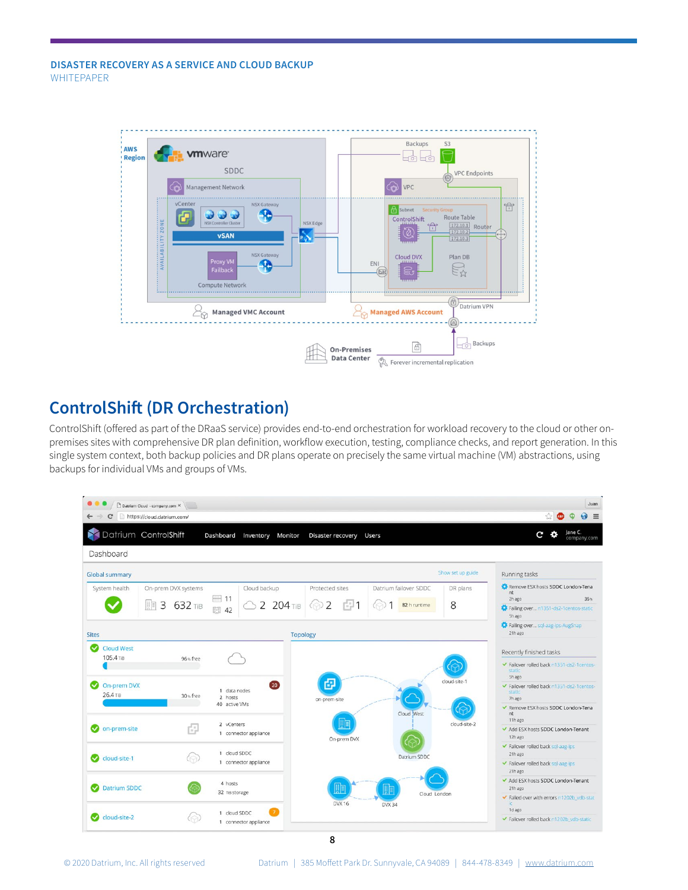## ControlShift (DR Orchestration)

ControlShift (offered as part of the DRaaS service) provides end-to-end orchestration for workload recovery to the cloud or other on-premises sites with comprehensive DR plan definition, workflow execution, testing, compliance checks, and report generation. In this single system context, both backup policies and DR plans operate on precisely the same virtual machine (VM) abstractions, using backups for individual VMs and groups of VMs.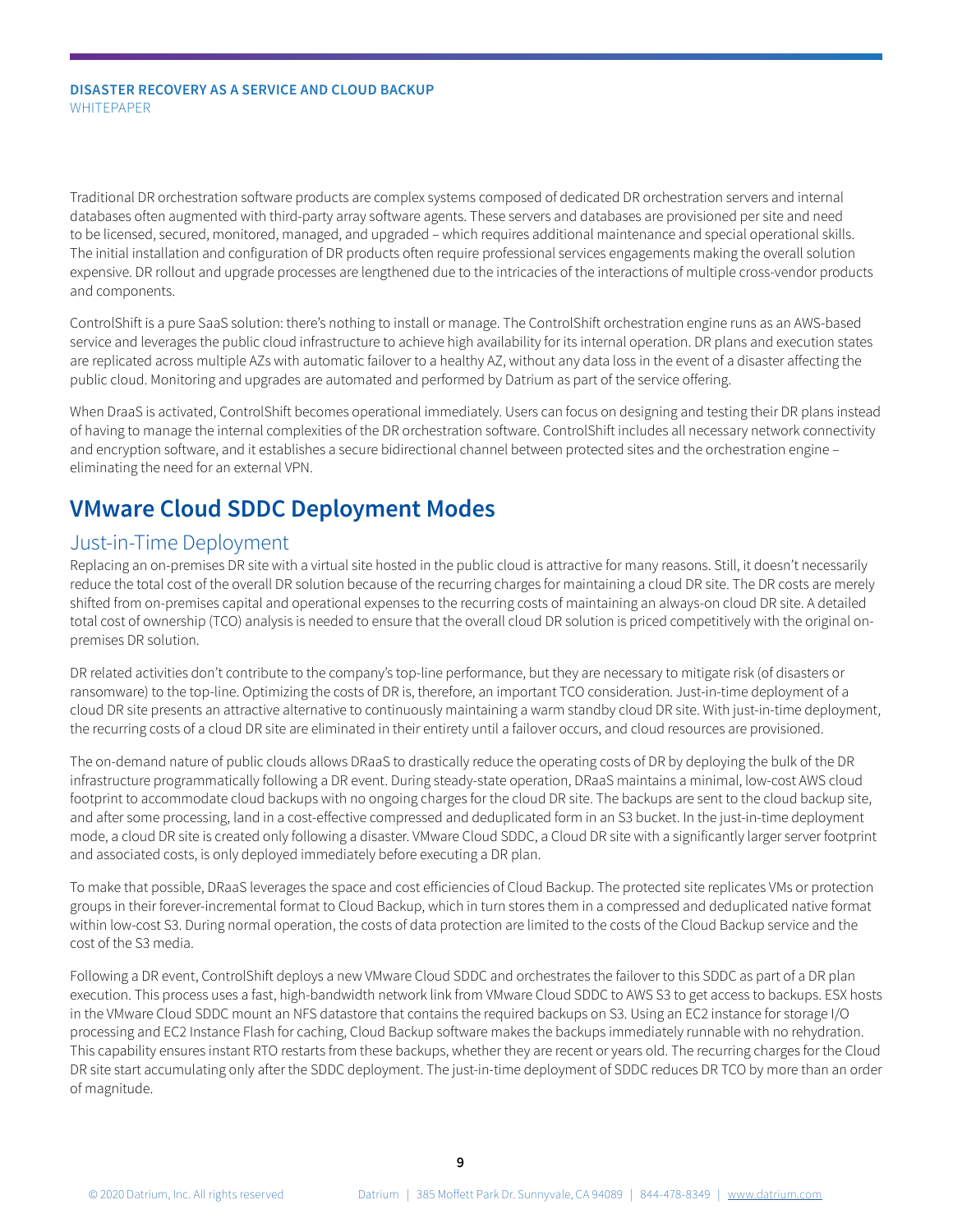Traditional DR orchestration software products are complex systems composed of dedicated DR orchestration servers and internal databases often augmented with third-party array software agents. These servers and databases are provisioned per site and need to be licensed, secured, monitored, managed, and upgraded – which requires additional maintenance and special operational skills. The initial installation and configuration of DR products often require professional services engagements making the overall solution expensive. DR rollout and upgrade processes are lengthened due to the intricacies of the interactions of multiple cross-vendor products and components.

ControlShift is a pure SaaS solution: there's nothing to install or manage. The ControlShift orchestration engine runs as an AWS-based service and leverages the public cloud infrastructure to achieve high availability for its internal operation. DR plans and execution states are replicated across multiple AZs with automatic failover to a healthy AZ, without any data loss in the event of a disaster affecting the public cloud. Monitoring and upgrades are automated and performed by Datrium as part of the service offering.

When DraaS is activated, ControlShift becomes operational immediately. Users can focus on designing and testing their DR plans instead of having to manage the internal complexities of the DR orchestration software. ControlShift includes all necessary network connectivity and encryption software, and it establishes a secure bidirectional channel between protected sites and the orchestration engine – eliminating the need for an external VPN.

## VMware Cloud SDDC Deployment Modes

### Just-in-Time Deployment

Replacing an on-premises DR site with a virtual site hosted in the public cloud is attractive for many reasons. Still, it doesn't necessarily reduce the total cost of the overall DR solution because of the recurring charges for maintaining a cloud DR site. The DR costs are merely shifted from on-premises capital and operational expenses to the recurring costs of maintaining an always-on cloud DR site. A detailed total cost of ownership (TCO) analysis is needed to ensure that the overall cloud DR solution is priced competitively with the original on-premises DR solution.

DR related activities don't contribute to the company's top-line performance, but they are necessary to mitigate risk (of disasters or ransomware) to the top-line. Optimizing the costs of DR is, therefore, an important TCO consideration. Just-in-time deployment of a cloud DR site presents an attractive alternative to continuously maintaining a warm standby cloud DR site. With just-in-time deployment, the recurring costs of a cloud DR site are eliminated in their entirety until a failover occurs, and cloud resources are provisioned.

The on-demand nature of public clouds allows DRaaS to drastically reduce the operating costs of DR by deploying the bulk of the DR infrastructure programmatically following a DR event. During steady-state operation, DRaaS maintains a minimal, low-cost AWS cloud footprint to accommodate cloud backups with no ongoing charges for the cloud DR site. The backups are sent to the cloud backup site, and after some processing, land in a cost-effective compressed and deduplicated form in an S3 bucket. In the just-in-time deployment mode, a cloud DR site is created only following a disaster. VMware Cloud SDDC, a Cloud DR site with a significantly larger server footprint and associated costs, is only deployed immediately before executing a DR plan.

To make that possible, DRaaS leverages the space and cost efficiencies of Cloud Backup. The protected site replicates VMs or protection groups in their forever-incremental format to Cloud Backup, which in turn stores them in a compressed and deduplicated native format within low-cost S3. During normal operation, the costs of data protection are limited to the costs of the Cloud Backup service and the cost of the S3 media.

Following a DR event, ControlShift deploys a new VMware Cloud SDDC and orchestrates the failover to this SDDC as part of a DR plan execution. This process uses a fast, high-bandwidth network link from VMware Cloud SDDC to AWS S3 to get access to backups. ESX hosts in the VMware Cloud SDDC mount an NFS datastore that contains the required backups on S3. Using an EC2 instance for storage I/O processing and EC2 Instance Flash for caching, Cloud Backup software makes the backups immediately runnable with no rehydration. This capability ensures instant RTO restarts from these backups, whether they are recent or years old. The recurring charges for the Cloud DR site start accumulating only after the SDDC deployment. The just-in-time deployment of SDDC reduces DR TCO by more than an order of magnitude.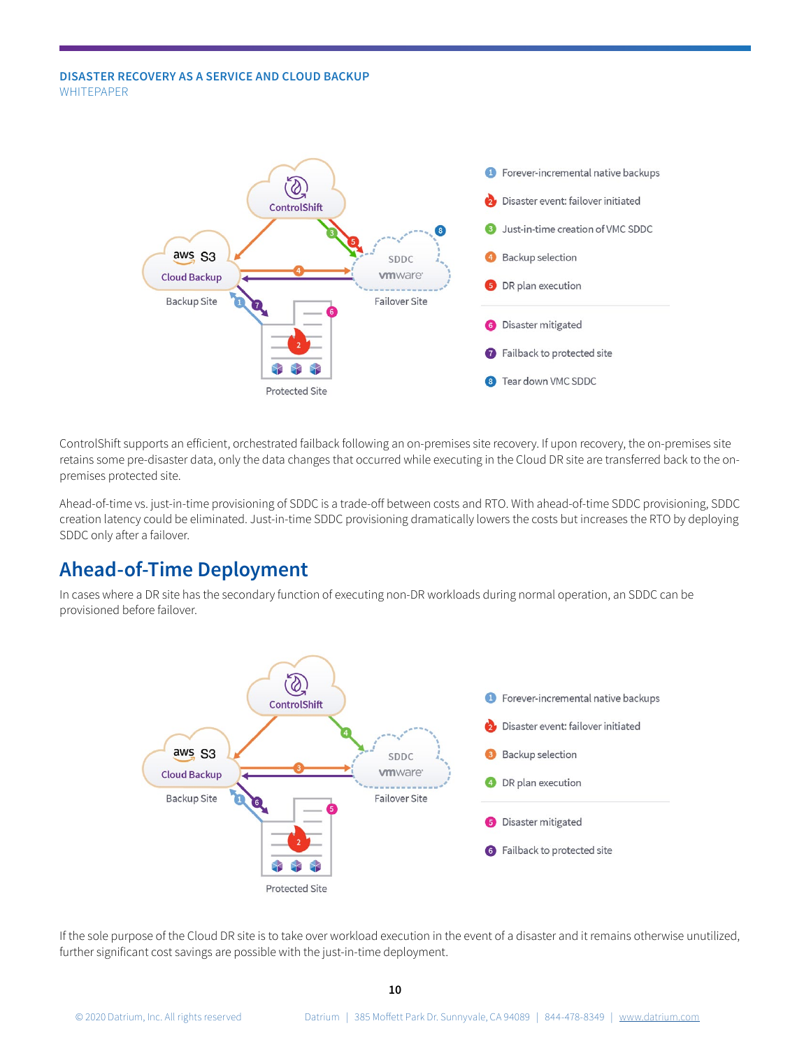1. Forever-incremental native backups
2. Disaster event: failover initiated
3. Just-in-time creation of VMC SDDC
4. Backup selection
5. DR plan execution
6. Disaster mitigated
7. Failback to protected site
8. Tear down VMC SDDC

ControlShift supports an efficient, orchestrated failback following an on-premises site recovery. If upon recovery, the on-premises site retains some pre-disaster data, only the data changes that occurred while executing in the Cloud DR site are transferred back to the on-premises protected site.

Ahead-of-time vs. just-in-time provisioning of SDDC is a trade-off between costs and RTO. With ahead-of-time SDDC provisioning, SDDC creation latency could be eliminated. Just-in-time SDDC provisioning dramatically lowers the costs but increases the RTO by deploying SDDC only after a failover.

## Ahead-of-Time Deployment

In cases where a DR site has the secondary function of executing non-DR workloads during normal operation, an SDDC can be provisioned before failover.

1. Forever-incremental native backups
2. Disaster event: failover initiated
3. Backup selection
4. DR plan execution
5. Disaster mitigated
6. Failback to protected site

If the sole purpose of the Cloud DR site is to take over workload execution in the event of a disaster and it remains otherwise unutilized, further significant cost savings are possible with the just-in-time deployment.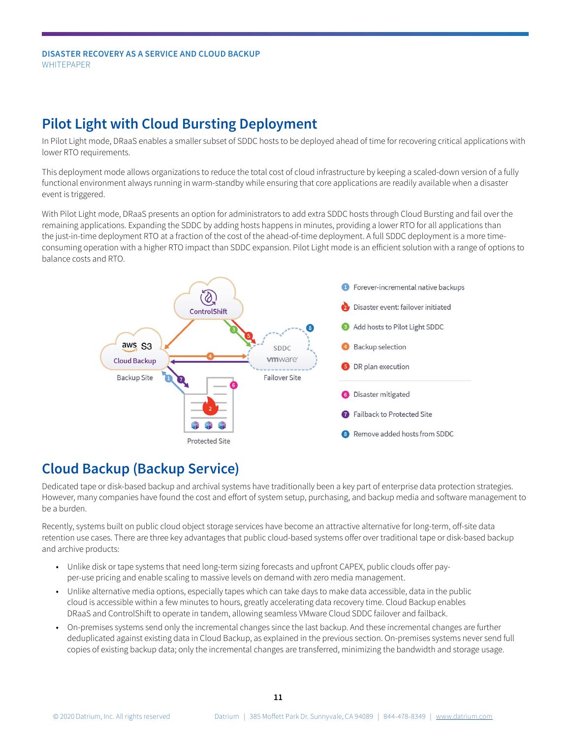## Pilot Light with Cloud Bursting Deployment

In Pilot Light mode, DRaaS enables a smaller subset of SDDC hosts to be deployed ahead of time for recovering critical applications with lower RTO requirements.

This deployment mode allows organizations to reduce the total cost of cloud infrastructure by keeping a scaled-down version of a fully functional environment always running in warm-standby while ensuring that core applications are readily available when a disaster event is triggered.

With Pilot Light mode, DRaaS presents an option for administrators to add extra SDDC hosts through Cloud Bursting and fail over the remaining applications. Expanding the SDDC by adding hosts happens in minutes, providing a lower RTO for all applications than the just-in-time deployment RTO at a fraction of the cost of the ahead-of-time deployment. A full SDDC deployment is a more time-consuming operation with a higher RTO impact than SDDC expansion. Pilot Light mode is an efficient solution with a range of options to balance costs and RTO.

1. Forever-incremental native backups
2. Disaster event: failover initiated
3. Add hosts to Pilot Light SDDC
4. Backup selection
5. DR plan execution
6. Disaster mitigated
7. Failback to Protected Site
8. Remove added hosts from SDDC

## Cloud Backup (Backup Service)

Dedicated tape or disk-based backup and archival systems have traditionally been a key part of enterprise data protection strategies. However, many companies have found the cost and effort of system setup, purchasing, and backup media and software management to be a burden.

Recently, systems built on public cloud object storage services have become an attractive alternative for long-term, off-site data retention use cases. There are three key advantages that public cloud-based systems offer over traditional tape or disk-based backup and archive products:

- Unlike disk or tape systems that need long-term sizing forecasts and upfront CAPEX, public clouds offer pay-per-use pricing and enable scaling to massive levels on demand with zero media management.
- Unlike alternative media options, especially tapes which can take days to make data accessible, data in the public cloud is accessible within a few minutes to hours, greatly accelerating data recovery time. Cloud Backup enables DRaaS and ControlShift to operate in tandem, allowing seamless VMware Cloud SDDC failover and failback.
- On-premises systems send only the incremental changes since the last backup. And these incremental changes are further deduplicated against existing data in Cloud Backup, as explained in the previous section. On-premises systems never send full copies of existing backup data; only the incremental changes are transferred, minimizing the bandwidth and storage usage.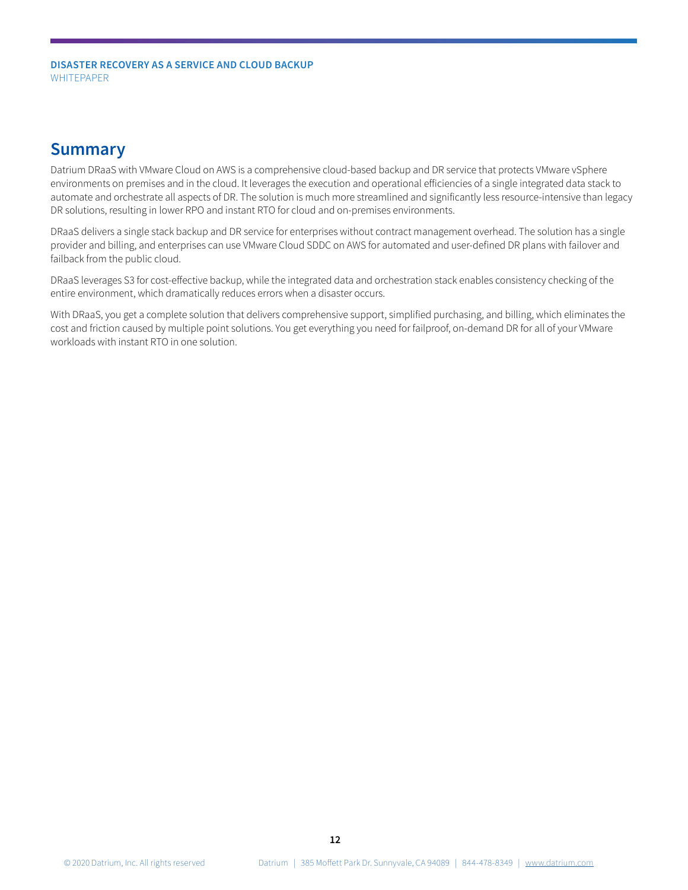## Summary

Datrium DRaaS with VMware Cloud on AWS is a comprehensive cloud-based backup and DR service that protects VMware vSphere environments on premises and in the cloud. It leverages the execution and operational efficiencies of a single integrated data stack to automate and orchestrate all aspects of DR. The solution is much more streamlined and significantly less resource-intensive than legacy DR solutions, resulting in lower RPO and instant RTO for cloud and on-premises environments.

DRaaS delivers a single stack backup and DR service for enterprises without contract management overhead. The solution has a single provider and billing, and enterprises can use VMware Cloud SDDC on AWS for automated and user-defined DR plans with failover and failback from the public cloud.

DRaaS leverages S3 for cost-effective backup, while the integrated data and orchestration stack enables consistency checking of the entire environment, which dramatically reduces errors when a disaster occurs.

With DRaaS, you get a complete solution that delivers comprehensive support, simplified purchasing, and billing, which eliminates the cost and friction caused by multiple point solutions. You get everything you need for failproof, on-demand DR for all of your VMware workloads with instant RTO in one solution.